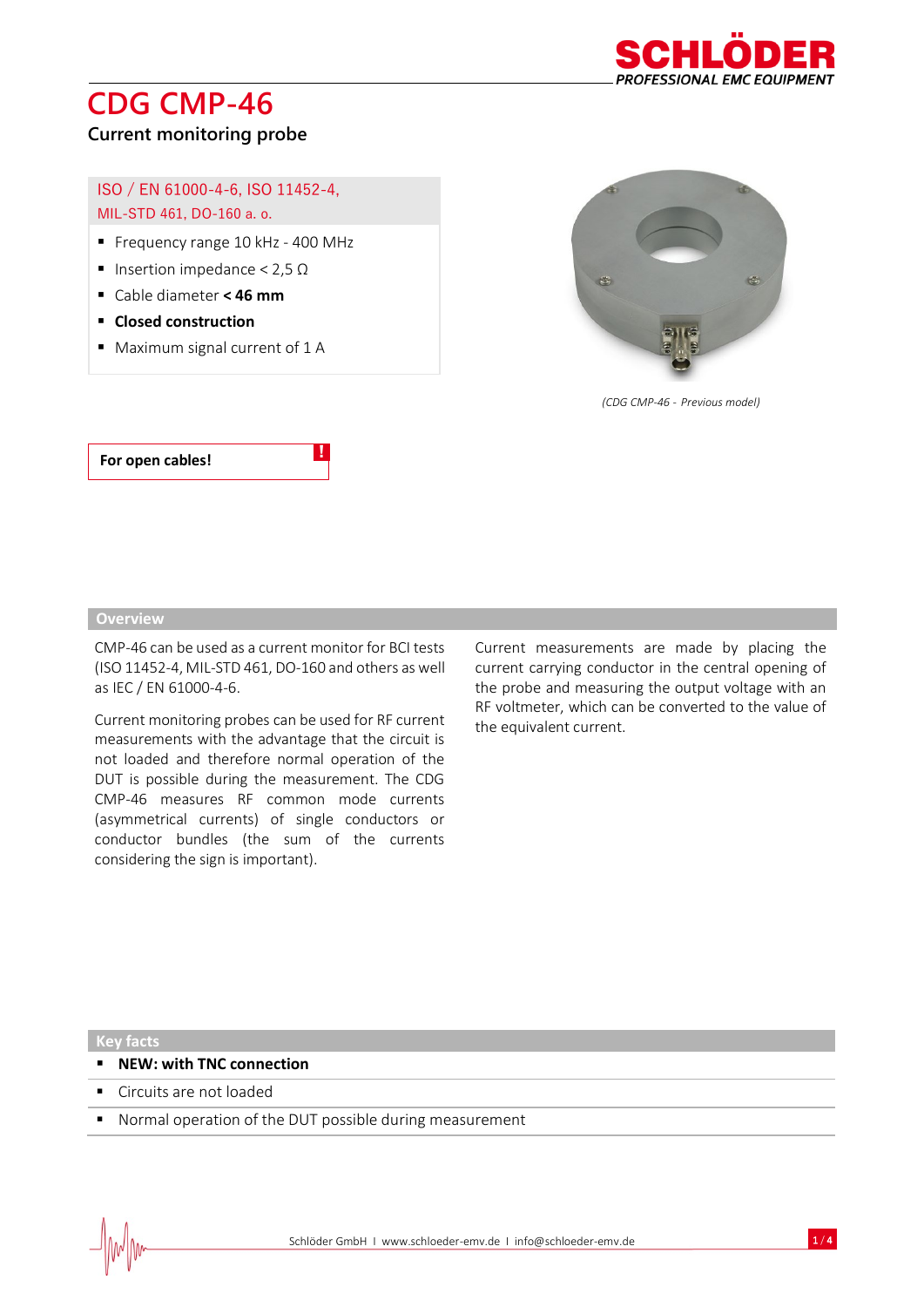# CDG CMP-46

## Current monitoring probe

ISO / EN 61000-4-6, ISO 11452-4, MIL-STD 461, DO-160 a. o.

- Frequency range 10 kHz - 400 MHz
- Insertion impedance < 2,5 Ω
- Cable diameter **< 46 mm**
- **Closed construction**
- Maximum signal current of 1 A

*(CDG CMP-46 - Previous model)*

**For open cables!**

## Overview

CMP-46 can be used as a current monitor for BCI tests (ISO 11452-4, MIL-STD 461, DO-160 and others as well as IEC / EN 61000-4-6.

Current monitoring probes can be used for RF current measurements with the advantage that the circuit is not loaded and therefore normal operation of the DUT is possible during the measurement. The CDG CMP-46 measures RF common mode currents (asymmetrical currents) of single conductors or conductor bundles (the sum of the currents considering the sign is important).

Current measurements are made by placing the current carrying conductor in the central opening of the probe and measuring the output voltage with an RF voltmeter, which can be converted to the value of the equivalent current.

## Key facts

- **NEW: with TNC connection**
- Circuits are not loaded
- Normal operation of the DUT possible during measurement

Schlöder GmbH I www.schloeder-emv.de I info@schloeder-emv.de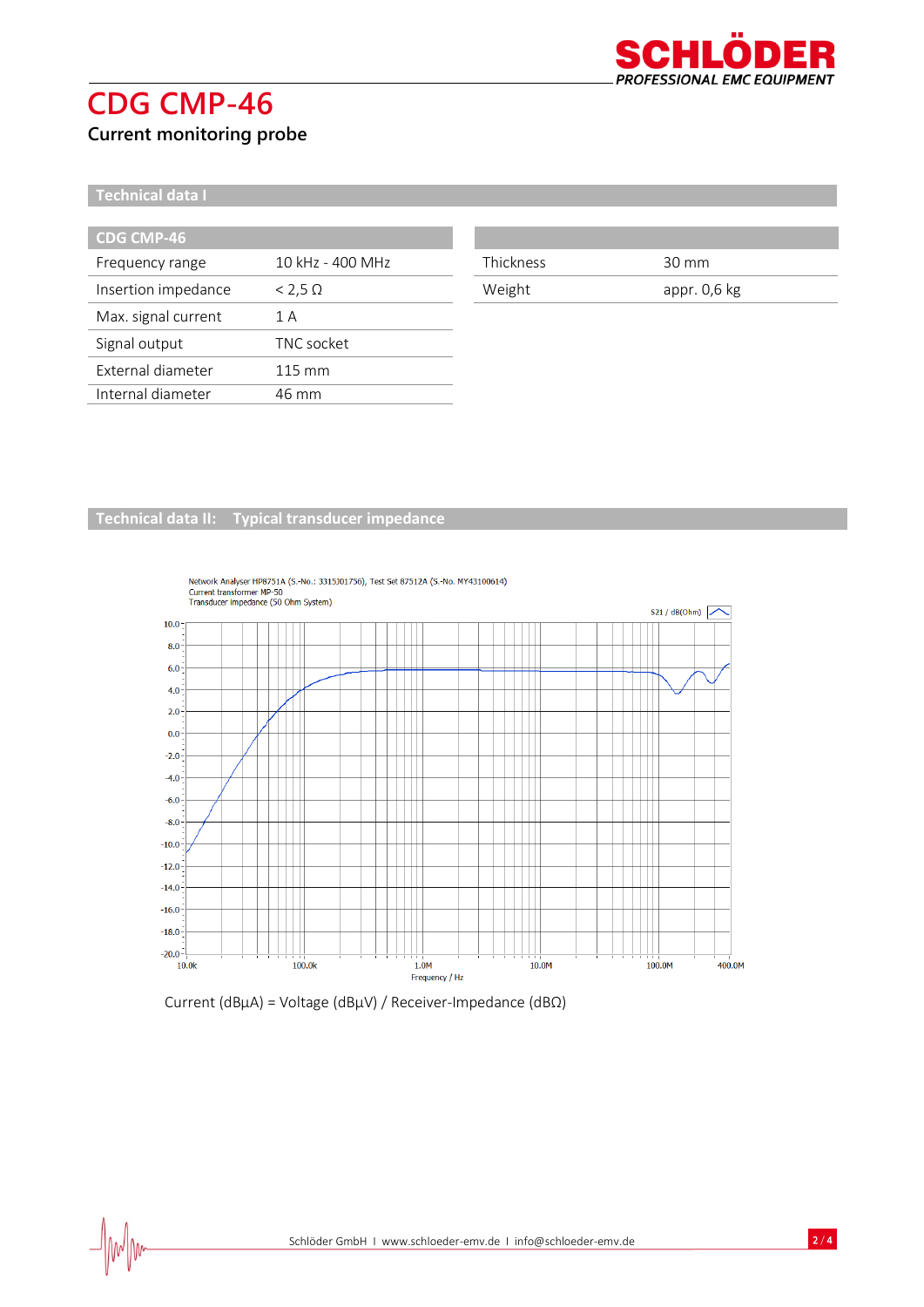# CDG CMP-46

## Current monitoring probe

### Technical data I

| CDG CMP-46 | |
|---|---|
| Frequency range | 10 kHz - 400 MHz |
| Insertion impedance | < 2,5 Ω |
| Max. signal current | 1 A |
| Signal output | TNC socket |
| External diameter | 115 mm |
| Internal diameter | 46 mm |

| | |
|---|---|
| Thickness | 30 mm |
| Weight | appr. 0,6 kg |

### Technical data II: Typical transducer impedance

Network Analyser HP8751A (S.-No.: 3315J01756), Test Set 87512A (S.-No. MY43100614)
Current transformer MP-50
Transducer impedance (50 Ohm System)

S21 / dB(Ohm)

Frequency / Hz

Current (dBµA) = Voltage (dBµV) / Receiver-Impedance (dBΩ)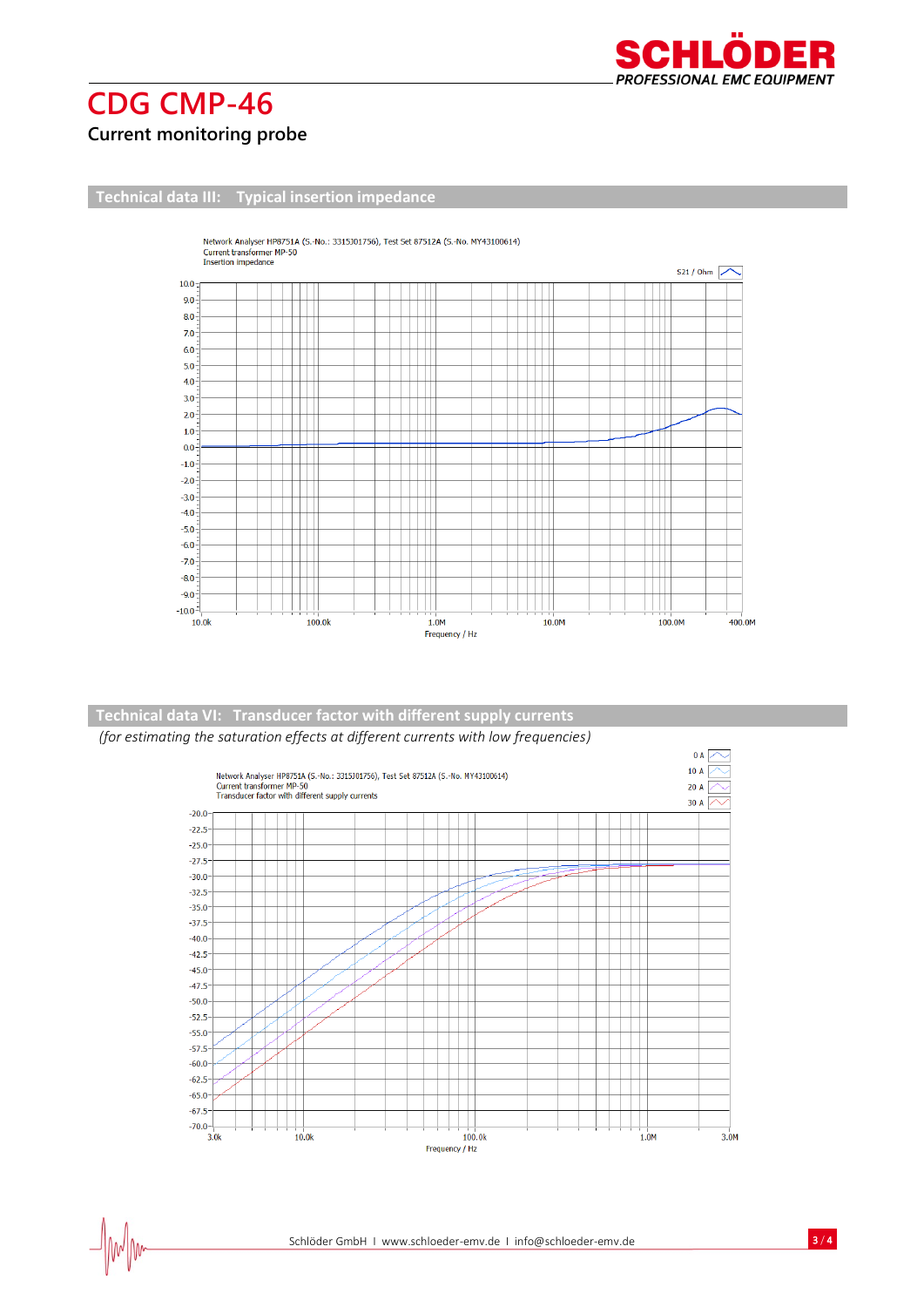# CDG CMP-46

## Current monitoring probe

## Technical data III: Typical insertion impedance

Network Analyser HP8751A (S.-No.: 3315J01756), Test Set 87512A (S.-No. MY43100614)
Current transformer MP-50
Insertion impedance

S21 / Ohm

Frequency / Hz

## Technical data VI: Transducer factor with different supply currents

*(for estimating the saturation effects at different currents with low frequencies)*

Network Analyser HP8751A (S.-No.: 3315J01756), Test Set 87512A (S.-No. MY43100614)
Current transformer MP-50
Transducer factor with different supply currents

0 A
10 A
20 A
30 A

Frequency / Hz

Schlöder GmbH I www.schloeder-emv.de I info@schloeder-emv.de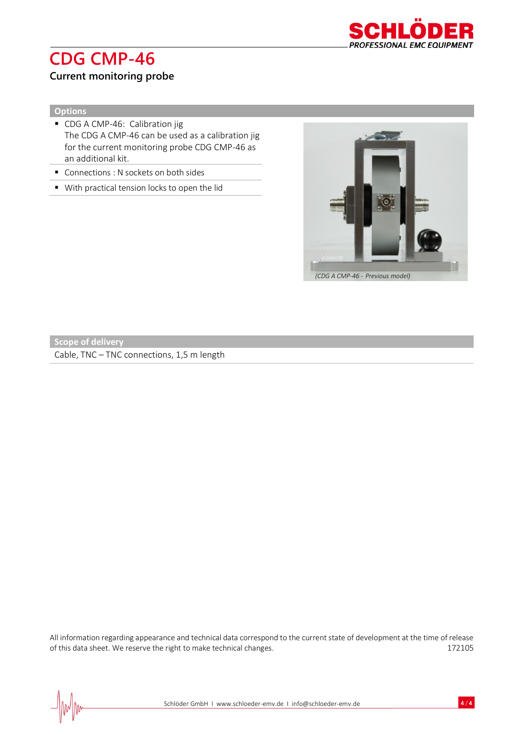# CDG CMP-46

## Current monitoring probe

### Options

- CDG A CMP-46: Calibration jig
  The CDG A CMP-46 can be used as a calibration jig for the current monitoring probe CDG CMP-46 as an additional kit.
- Connections : N sockets on both sides
- With practical tension locks to open the lid

*(CDG A CMP-46 - Previous model)*

### Scope of delivery

Cable, TNC – TNC connections, 1,5 m length

All information regarding appearance and technical data correspond to the current state of development at the time of release of this data sheet. We reserve the right to make technical changes. 172105

Schlöder GmbH I www.schloeder-emv.de I info@schloeder-emv.de